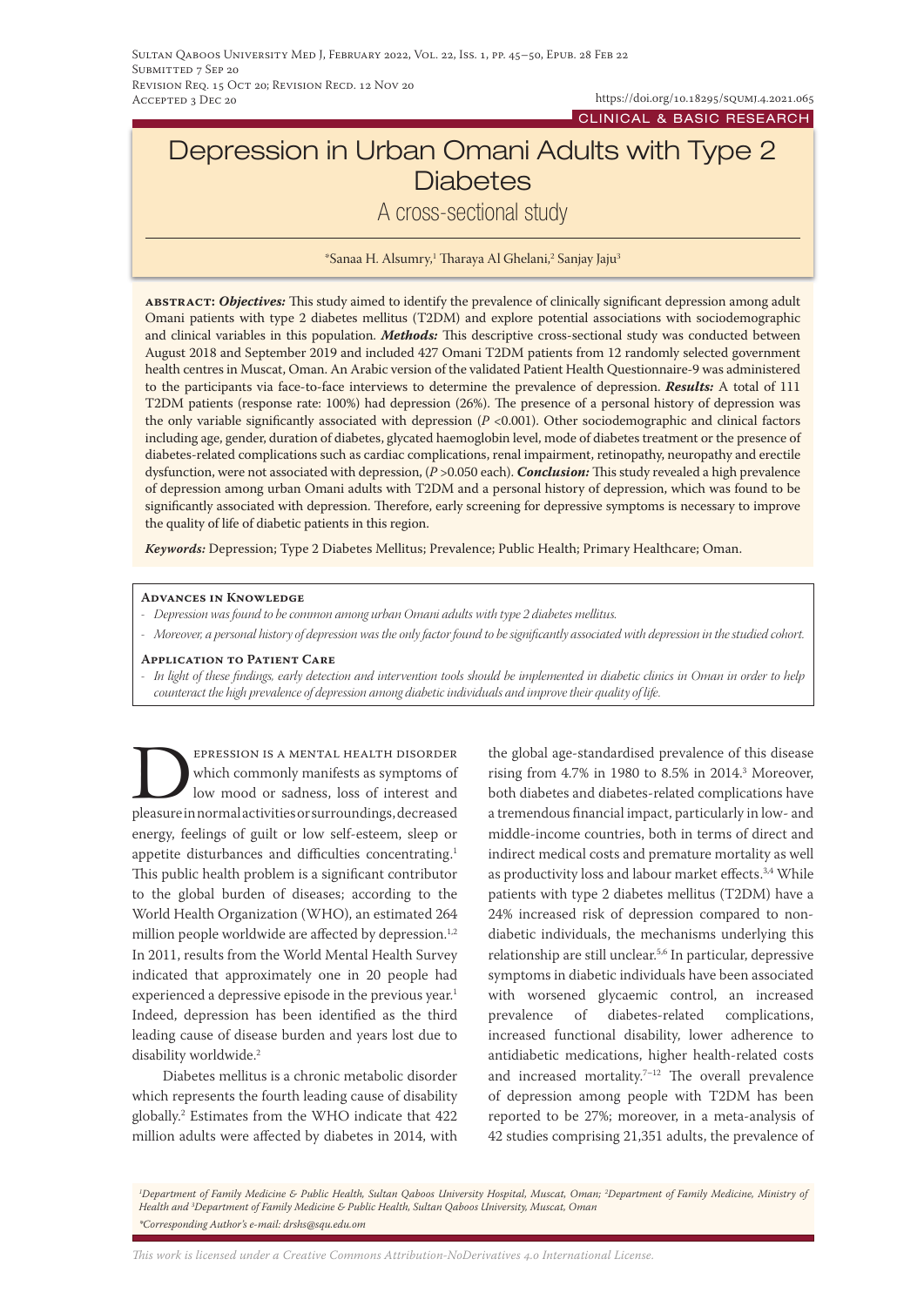CLINICAL & BASIC RESEARCH

# Depression in Urban Omani Adults with Type 2 Diabetes

## A cross-sectional study

*Sanaa H. Alsumry,[1] Tharaya Al Ghelani,[2] Sanjay Jaju[3]

**abstract:** ***Objectives:*** This study aimed to identify the prevalence of clinically significant depression among adult Omani patients with type 2 diabetes mellitus (T2DM) and explore potential associations with sociodemographic and clinical variables in this population. ***Methods:*** This descriptive cross-sectional study was conducted between August 2018 and September 2019 and included 427 Omani T2DM patients from 12 randomly selected government health centres in Muscat, Oman. An Arabic version of the validated Patient Health Questionnaire-9 was administered to the participants via face-to-face interviews to determine the prevalence of depression. ***Results:*** A total of 111 T2DM patients (response rate: 100%) had depression (26%). The presence of a personal history of depression was the only variable significantly associated with depression ($P < 0.001$). Other sociodemographic and clinical factors including age, gender, duration of diabetes, glycated haemoglobin level, mode of diabetes treatment or the presence of diabetes-related complications such as cardiac complications, renal impairment, retinopathy, neuropathy and erectile dysfunction, were not associated with depression, ($P > 0.050$ each). ***Conclusion:*** This study revealed a high prevalence of depression among urban Omani adults with T2DM and a personal history of depression, which was found to be significantly associated with depression. Therefore, early screening for depressive symptoms is necessary to improve the quality of life of diabetic patients in this region.

***Keywords:*** Depression; Type 2 Diabetes Mellitus; Prevalence; Public Health; Primary Healthcare; Oman.

### Advances in Knowledge

- *Depression was found to be common among urban Omani adults with type 2 diabetes mellitus.*
- *Moreover, a personal history of depression was the only factor found to be significantly associated with depression in the studied cohort.*

### Application to Patient Care

- *In light of these findings, early detection and intervention tools should be implemented in diabetic clinics in Oman in order to help counteract the high prevalence of depression among diabetic individuals and improve their quality of life.*

Depression is a mental health disorder which commonly manifests as symptoms of low mood or sadness, loss of interest and pleasure in normal activities or surroundings, decreased energy, feelings of guilt or low self-esteem, sleep or appetite disturbances and difficulties concentrating.[1] This public health problem is a significant contributor to the global burden of diseases; according to the World Health Organization (WHO), an estimated 264 million people worldwide are affected by depression.[1,2] In 2011, results from the World Mental Health Survey indicated that approximately one in 20 people had experienced a depressive episode in the previous year.[1] Indeed, depression has been identified as the third leading cause of disease burden and years lost due to disability worldwide.[2]

Diabetes mellitus is a chronic metabolic disorder which represents the fourth leading cause of disability globally.[2] Estimates from the WHO indicate that 422 million adults were affected by diabetes in 2014, with the global age-standardised prevalence of this disease rising from 4.7% in 1980 to 8.5% in 2014.[3] Moreover, both diabetes and diabetes-related complications have a tremendous financial impact, particularly in low- and middle-income countries, both in terms of direct and indirect medical costs and premature mortality as well as productivity loss and labour market effects.[3,4] While patients with type 2 diabetes mellitus (T2DM) have a 24% increased risk of depression compared to non-diabetic individuals, the mechanisms underlying this relationship are still unclear.[5,6] In particular, depressive symptoms in diabetic individuals have been associated with worsened glycaemic control, an increased prevalence of diabetes-related complications, increased functional disability, lower adherence to antidiabetic medications, higher health-related costs and increased mortality.[7–12] The overall prevalence of depression among people with T2DM has been reported to be 27%; moreover, in a meta-analysis of 42 studies comprising 21,351 adults, the prevalence of

*[1]Department of Family Medicine & Public Health, Sultan Qaboos University Hospital, Muscat, Oman; [2]Department of Family Medicine, Ministry of Health and [3]Department of Family Medicine & Public Health, Sultan Qaboos University, Muscat, Oman*
*\*Corresponding Author's e-mail: drshs@squ.edu.om*

*This work is licensed under a Creative Commons Attribution-NoDerivatives 4.0 International License.*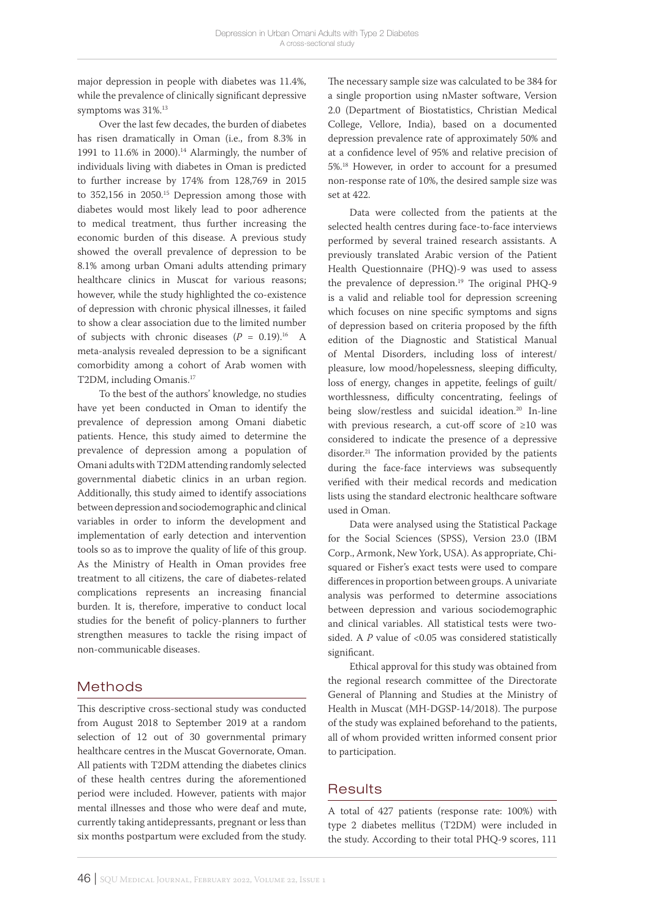major depression in people with diabetes was 11.4%, while the prevalence of clinically significant depressive symptoms was 31%.[13]

Over the last few decades, the burden of diabetes has risen dramatically in Oman (i.e., from 8.3% in 1991 to 11.6% in 2000).[14] Alarmingly, the number of individuals living with diabetes in Oman is predicted to further increase by 174% from 128,769 in 2015 to 352,156 in 2050.[15] Depression among those with diabetes would most likely lead to poor adherence to medical treatment, thus further increasing the economic burden of this disease. A previous study showed the overall prevalence of depression to be 8.1% among urban Omani adults attending primary healthcare clinics in Muscat for various reasons; however, while the study highlighted the co-existence of depression with chronic physical illnesses, it failed to show a clear association due to the limited number of subjects with chronic diseases ($P$ = 0.19).[16] A meta-analysis revealed depression to be a significant comorbidity among a cohort of Arab women with T2DM, including Omanis.[17]

To the best of the authors' knowledge, no studies have yet been conducted in Oman to identify the prevalence of depression among Omani diabetic patients. Hence, this study aimed to determine the prevalence of depression among a population of Omani adults with T2DM attending randomly selected governmental diabetic clinics in an urban region. Additionally, this study aimed to identify associations between depression and sociodemographic and clinical variables in order to inform the development and implementation of early detection and intervention tools so as to improve the quality of life of this group. As the Ministry of Health in Oman provides free treatment to all citizens, the care of diabetes-related complications represents an increasing financial burden. It is, therefore, imperative to conduct local studies for the benefit of policy-planners to further strengthen measures to tackle the rising impact of non-communicable diseases.

## Methods

This descriptive cross-sectional study was conducted from August 2018 to September 2019 at a random selection of 12 out of 30 governmental primary healthcare centres in the Muscat Governorate, Oman. All patients with T2DM attending the diabetes clinics of these health centres during the aforementioned period were included. However, patients with major mental illnesses and those who were deaf and mute, currently taking antidepressants, pregnant or less than six months postpartum were excluded from the study.

The necessary sample size was calculated to be 384 for a single proportion using nMaster software, Version 2.0 (Department of Biostatistics, Christian Medical College, Vellore, India), based on a documented depression prevalence rate of approximately 50% and at a confidence level of 95% and relative precision of 5%.[18] However, in order to account for a presumed non-response rate of 10%, the desired sample size was set at 422.

Data were collected from the patients at the selected health centres during face-to-face interviews performed by several trained research assistants. A previously translated Arabic version of the Patient Health Questionnaire (PHQ)-9 was used to assess the prevalence of depression.[19] The original PHQ-9 is a valid and reliable tool for depression screening which focuses on nine specific symptoms and signs of depression based on criteria proposed by the fifth edition of the Diagnostic and Statistical Manual of Mental Disorders, including loss of interest/pleasure, low mood/hopelessness, sleeping difficulty, loss of energy, changes in appetite, feelings of guilt/worthlessness, difficulty concentrating, feelings of being slow/restless and suicidal ideation.[20] In-line with previous research, a cut-off score of ≥10 was considered to indicate the presence of a depressive disorder.[21] The information provided by the patients during the face-face interviews was subsequently verified with their medical records and medication lists using the standard electronic healthcare software used in Oman.

Data were analysed using the Statistical Package for the Social Sciences (SPSS), Version 23.0 (IBM Corp., Armonk, New York, USA). As appropriate, Chi-squared or Fisher's exact tests were used to compare differences in proportion between groups. A univariate analysis was performed to determine associations between depression and various sociodemographic and clinical variables. All statistical tests were two-sided. A $P$ value of <0.05 was considered statistically significant.

Ethical approval for this study was obtained from the regional research committee of the Directorate General of Planning and Studies at the Ministry of Health in Muscat (MH-DGSP-14/2018). The purpose of the study was explained beforehand to the patients, all of whom provided written informed consent prior to participation.

## Results

A total of 427 patients (response rate: 100%) with type 2 diabetes mellitus (T2DM) were included in the study. According to their total PHQ-9 scores, 111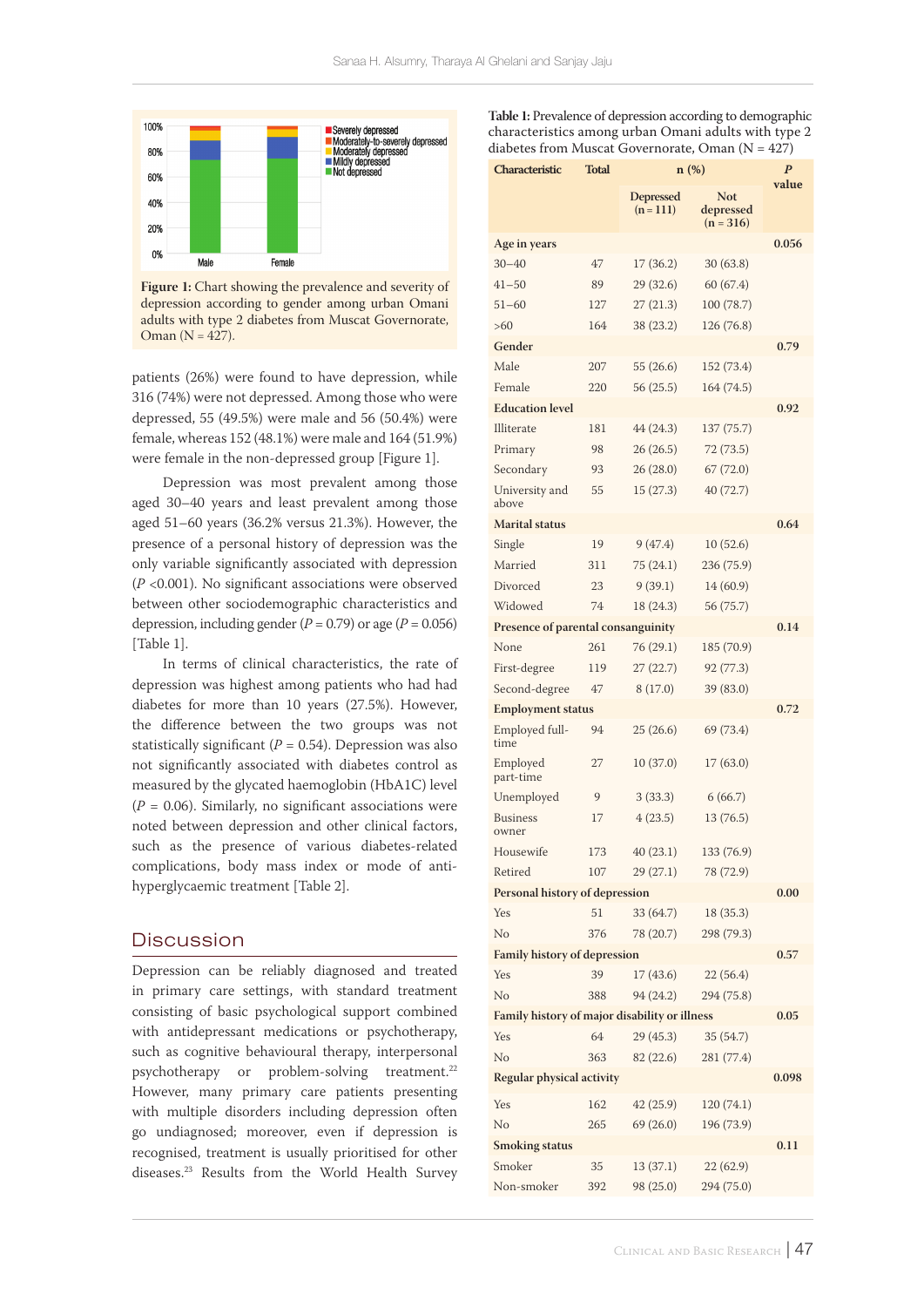Figure 1: Chart showing the prevalence and severity of depression according to gender among urban Omani adults with type 2 diabetes from Muscat Governorate, Oman (N = 427).

patients (26%) were found to have depression, while 316 (74%) were not depressed. Among those who were depressed, 55 (49.5%) were male and 56 (50.4%) were female, whereas 152 (48.1%) were male and 164 (51.9%) were female in the non-depressed group [Figure 1].

Depression was most prevalent among those aged 30–40 years and least prevalent among those aged 51–60 years (36.2% versus 21.3%). However, the presence of a personal history of depression was the only variable significantly associated with depression (*P* <0.001). No significant associations were observed between other sociodemographic characteristics and depression, including gender (*P* = 0.79) or age (*P* = 0.056) [Table 1].

In terms of clinical characteristics, the rate of depression was highest among patients who had had diabetes for more than 10 years (27.5%). However, the difference between the two groups was not statistically significant (*P* = 0.54). Depression was also not significantly associated with diabetes control as measured by the glycated haemoglobin (HbA1C) level (*P* = 0.06). Similarly, no significant associations were noted between depression and other clinical factors, such as the presence of various diabetes-related complications, body mass index or mode of anti-hyperglycaemic treatment [Table 2].

## Discussion

Depression can be reliably diagnosed and treated in primary care settings, with standard treatment consisting of basic psychological support combined with antidepressant medications or psychotherapy, such as cognitive behavioural therapy, interpersonal psychotherapy or problem-solving treatment.[22] However, many primary care patients presenting with multiple disorders including depression often go undiagnosed; moreover, even if depression is recognised, treatment is usually prioritised for other diseases.[23] Results from the World Health Survey

**Table 1:** Prevalence of depression according to demographic characteristics among urban Omani adults with type 2 diabetes from Muscat Governorate, Oman (N = 427)

| Characteristic | Total | n (%) | | *P* value |
|---|---|---|---|---|
| | | Depressed (n = 111) | Not depressed (n = 316) | |
| **Age in years** | | | | **0.056** |
| 30–40 | 47 | 17 (36.2) | 30 (63.8) | |
| 41–50 | 89 | 29 (32.6) | 60 (67.4) | |
| 51–60 | 127 | 27 (21.3) | 100 (78.7) | |
| >60 | 164 | 38 (23.2) | 126 (76.8) | |
| **Gender** | | | | **0.79** |
| Male | 207 | 55 (26.6) | 152 (73.4) | |
| Female | 220 | 56 (25.5) | 164 (74.5) | |
| **Education level** | | | | **0.92** |
| Illiterate | 181 | 44 (24.3) | 137 (75.7) | |
| Primary | 98 | 26 (26.5) | 72 (73.5) | |
| Secondary | 93 | 26 (28.0) | 67 (72.0) | |
| University and above | 55 | 15 (27.3) | 40 (72.7) | |
| **Marital status** | | | | **0.64** |
| Single | 19 | 9 (47.4) | 10 (52.6) | |
| Married | 311 | 75 (24.1) | 236 (75.9) | |
| Divorced | 23 | 9 (39.1) | 14 (60.9) | |
| Widowed | 74 | 18 (24.3) | 56 (75.7) | |
| **Presence of parental consanguinity** | | | | **0.14** |
| None | 261 | 76 (29.1) | 185 (70.9) | |
| First-degree | 119 | 27 (22.7) | 92 (77.3) | |
| Second-degree | 47 | 8 (17.0) | 39 (83.0) | |
| **Employment status** | | | | **0.72** |
| Employed full-time | 94 | 25 (26.6) | 69 (73.4) | |
| Employed part-time | 27 | 10 (37.0) | 17 (63.0) | |
| Unemployed | 9 | 3 (33.3) | 6 (66.7) | |
| Business owner | 17 | 4 (23.5) | 13 (76.5) | |
| Housewife | 173 | 40 (23.1) | 133 (76.9) | |
| Retired | 107 | 29 (27.1) | 78 (72.9) | |
| **Personal history of depression** | | | | **0.00** |
| Yes | 51 | 33 (64.7) | 18 (35.3) | |
| No | 376 | 78 (20.7) | 298 (79.3) | |
| **Family history of depression** | | | | **0.57** |
| Yes | 39 | 17 (43.6) | 22 (56.4) | |
| No | 388 | 94 (24.2) | 294 (75.8) | |
| **Family history of major disability or illness** | | | | **0.05** |
| Yes | 64 | 29 (45.3) | 35 (54.7) | |
| No | 363 | 82 (22.6) | 281 (77.4) | |
| **Regular physical activity** | | | | **0.098** |
| Yes | 162 | 42 (25.9) | 120 (74.1) | |
| No | 265 | 69 (26.0) | 196 (73.9) | |
| **Smoking status** | | | | **0.11** |
| Smoker | 35 | 13 (37.1) | 22 (62.9) | |
| Non-smoker | 392 | 98 (25.0) | 294 (75.0) | |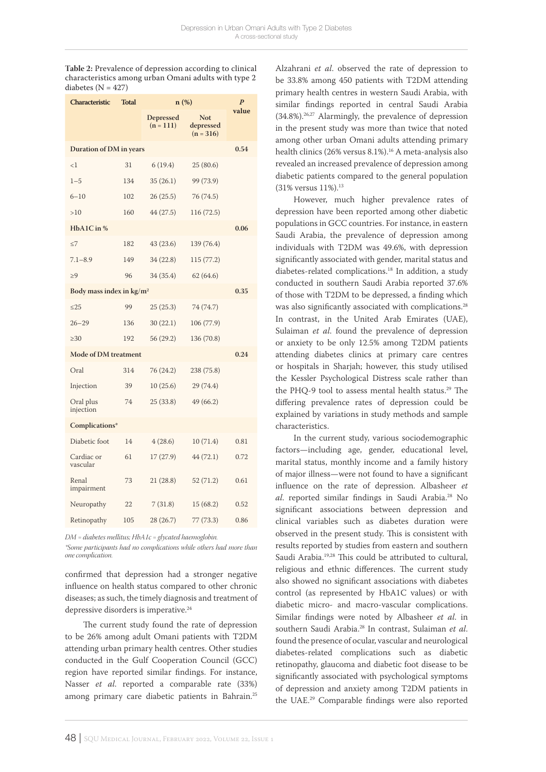**Table 2:** Prevalence of depression according to clinical characteristics among urban Omani adults with type 2 diabetes (N = 427)

| Characteristic | Total | n (%) | | *P* value |
|---|---|---|---|---|
| | | Depressed (n = 111) | Not depressed (n = 316) | |
| **Duration of DM in years** | | | | **0.54** |
| <1 | 31 | 6 (19.4) | 25 (80.6) | |
| 1–5 | 134 | 35 (26.1) | 99 (73.9) | |
| 6–10 | 102 | 26 (25.5) | 76 (74.5) | |
| >10 | 160 | 44 (27.5) | 116 (72.5) | |
| **HbA1C in %** | | | | **0.06** |
| ≤7 | 182 | 43 (23.6) | 139 (76.4) | |
| 7.1–8.9 | 149 | 34 (22.8) | 115 (77.2) | |
| ≥9 | 96 | 34 (35.4) | 62 (64.6) | |
| **Body mass index in kg/m²** | | | | **0.35** |
| ≤25 | 99 | 25 (25.3) | 74 (74.7) | |
| 26–29 | 136 | 30 (22.1) | 106 (77.9) | |
| ≥30 | 192 | 56 (29.2) | 136 (70.8) | |
| **Mode of DM treatment** | | | | **0.24** |
| Oral | 314 | 76 (24.2) | 238 (75.8) | |
| Injection | 39 | 10 (25.6) | 29 (74.4) | |
| Oral plus injection | 74 | 25 (33.8) | 49 (66.2) | |
| **Complications*** | | | | |
| Diabetic foot | 14 | 4 (28.6) | 10 (71.4) | 0.81 |
| Cardiac or vascular | 61 | 17 (27.9) | 44 (72.1) | 0.72 |
| Renal impairment | 73 | 21 (28.8) | 52 (71.2) | 0.61 |
| Neuropathy | 22 | 7 (31.8) | 15 (68.2) | 0.52 |
| Retinopathy | 105 | 28 (26.7) | 77 (73.3) | 0.86 |

*DM = diabetes mellitus; HbA1c = glycated haemoglobin.*
*\*Some participants had no complications while others had more than one complication.*

confirmed that depression had a stronger negative influence on health status compared to other chronic diseases; as such, the timely diagnosis and treatment of depressive disorders is imperative.[24]

The current study found the rate of depression to be 26% among adult Omani patients with T2DM attending urban primary health centres. Other studies conducted in the Gulf Cooperation Council (GCC) region have reported similar findings. For instance, Nasser *et al.* reported a comparable rate (33%) among primary care diabetic patients in Bahrain.[25] Alzahrani *et al.* observed the rate of depression to be 33.8% among 450 patients with T2DM attending primary health centres in western Saudi Arabia, with similar findings reported in central Saudi Arabia (34.8%).[26,27] Alarmingly, the prevalence of depression in the present study was more than twice that noted among other urban Omani adults attending primary health clinics (26% versus 8.1%).[16] A meta-analysis also revealed an increased prevalence of depression among diabetic patients compared to the general population (31% versus 11%).[13]

However, much higher prevalence rates of depression have been reported among other diabetic populations in GCC countries. For instance, in eastern Saudi Arabia, the prevalence of depression among individuals with T2DM was 49.6%, with depression significantly associated with gender, marital status and diabetes-related complications.[18] In addition, a study conducted in southern Saudi Arabia reported 37.6% of those with T2DM to be depressed, a finding which was also significantly associated with complications.[28] In contrast, in the United Arab Emirates (UAE), Sulaiman *et al.* found the prevalence of depression or anxiety to be only 12.5% among T2DM patients attending diabetes clinics at primary care centres or hospitals in Sharjah; however, this study utilised the Kessler Psychological Distress scale rather than the PHQ-9 tool to assess mental health status.[29] The differing prevalence rates of depression could be explained by variations in study methods and sample characteristics.

In the current study, various sociodemographic factors—including age, gender, educational level, marital status, monthly income and a family history of major illness—were not found to have a significant influence on the rate of depression. Albasheer *et al.* reported similar findings in Saudi Arabia.[28] No significant associations between depression and clinical variables such as diabetes duration were observed in the present study. This is consistent with results reported by studies from eastern and southern Saudi Arabia.[19,28] This could be attributed to cultural, religious and ethnic differences. The current study also showed no significant associations with diabetes control (as represented by HbA1C values) or with diabetic micro- and macro-vascular complications. Similar findings were noted by Albasheer *et al.* in southern Saudi Arabia.[28] In contrast, Sulaiman *et al.* found the presence of ocular, vascular and neurological diabetes-related complications such as diabetic retinopathy, glaucoma and diabetic foot disease to be significantly associated with psychological symptoms of depression and anxiety among T2DM patients in the UAE.[29] Comparable findings were also reported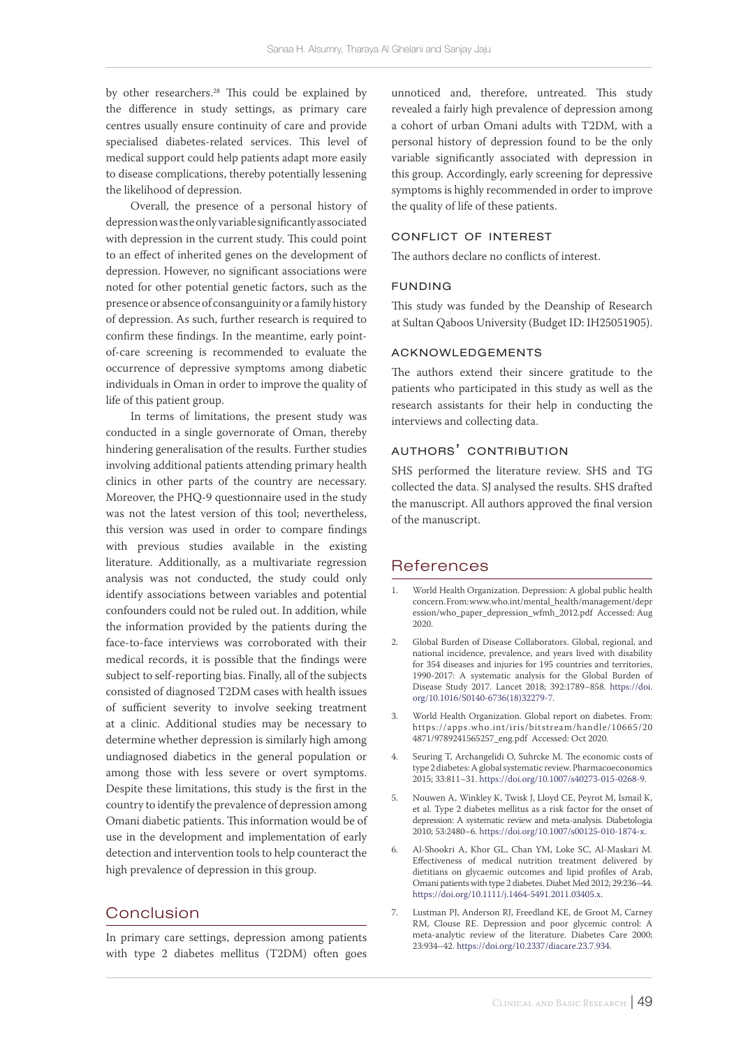by other researchers.[28] This could be explained by the difference in study settings, as primary care centres usually ensure continuity of care and provide specialised diabetes-related services. This level of medical support could help patients adapt more easily to disease complications, thereby potentially lessening the likelihood of depression.

Overall, the presence of a personal history of depression was the only variable significantly associated with depression in the current study. This could point to an effect of inherited genes on the development of depression. However, no significant associations were noted for other potential genetic factors, such as the presence or absence of consanguinity or a family history of depression. As such, further research is required to confirm these findings. In the meantime, early point-of-care screening is recommended to evaluate the occurrence of depressive symptoms among diabetic individuals in Oman in order to improve the quality of life of this patient group.

In terms of limitations, the present study was conducted in a single governorate of Oman, thereby hindering generalisation of the results. Further studies involving additional patients attending primary health clinics in other parts of the country are necessary. Moreover, the PHQ-9 questionnaire used in the study was not the latest version of this tool; nevertheless, this version was used in order to compare findings with previous studies available in the existing literature. Additionally, as a multivariate regression analysis was not conducted, the study could only identify associations between variables and potential confounders could not be ruled out. In addition, while the information provided by the patients during the face-to-face interviews was corroborated with their medical records, it is possible that the findings were subject to self-reporting bias. Finally, all of the subjects consisted of diagnosed T2DM cases with health issues of sufficient severity to involve seeking treatment at a clinic. Additional studies may be necessary to determine whether depression is similarly high among undiagnosed diabetics in the general population or among those with less severe or overt symptoms. Despite these limitations, this study is the first in the country to identify the prevalence of depression among Omani diabetic patients. This information would be of use in the development and implementation of early detection and intervention tools to help counteract the high prevalence of depression in this group.

## Conclusion

In primary care settings, depression among patients with type 2 diabetes mellitus (T2DM) often goes unnoticed and, therefore, untreated. This study revealed a fairly high prevalence of depression among a cohort of urban Omani adults with T2DM, with a personal history of depression found to be the only variable significantly associated with depression in this group. Accordingly, early screening for depressive symptoms is highly recommended in order to improve the quality of life of these patients.

### CONFLICT OF INTEREST

The authors declare no conflicts of interest.

### FUNDING

This study was funded by the Deanship of Research at Sultan Qaboos University (Budget ID: IH25051905).

### ACKNOWLEDGEMENTS

The authors extend their sincere gratitude to the patients who participated in this study as well as the research assistants for their help in conducting the interviews and collecting data.

### AUTHORS' CONTRIBUTION

SHS performed the literature review. SHS and TG collected the data. SJ analysed the results. SHS drafted the manuscript. All authors approved the final version of the manuscript.

## References

1. World Health Organization. Depression: A global public health concern. From: www.who.int/mental_health/management/depression/who_paper_depression_wfmh_2012.pdf Accessed: Aug 2020.
2. Global Burden of Disease Collaborators. Global, regional, and national incidence, prevalence, and years lived with disability for 354 diseases and injuries for 195 countries and territories, 1990-2017: A systematic analysis for the Global Burden of Disease Study 2017. Lancet 2018; 392:1789–858. https://doi.org/10.1016/S0140-6736(18)32279-7.
3. World Health Organization. Global report on diabetes. From: https://apps.who.int/iris/bitstream/handle/10665/204871/9789241565257_eng.pdf Accessed: Oct 2020.
4. Seuring T, Archangelidi O, Suhrcke M. The economic costs of type 2 diabetes: A global systematic review. Pharmacoeconomics 2015; 33:811–31. https://doi.org/10.1007/s40273-015-0268-9.
5. Nouwen A, Winkley K, Twisk J, Lloyd CE, Peyrot M, Ismail K, et al. Type 2 diabetes mellitus as a risk factor for the onset of depression: A systematic review and meta-analysis. Diabetologia 2010; 53:2480–6. https://doi.org/10.1007/s00125-010-1874-x.
6. Al-Shookri A, Khor GL, Chan YM, Loke SC, Al-Maskari M. Effectiveness of medical nutrition treatment delivered by dietitians on glycaemic outcomes and lipid profiles of Arab, Omani patients with type 2 diabetes. Diabet Med 2012; 29:236–44. https://doi.org/10.1111/j.1464-5491.2011.03405.x.
7. Lustman PJ, Anderson RJ, Freedland KE, de Groot M, Carney RM, Clouse RE. Depression and poor glycemic control: A meta-analytic review of the literature. Diabetes Care 2000; 23:934–42. https://doi.org/10.2337/diacare.23.7.934.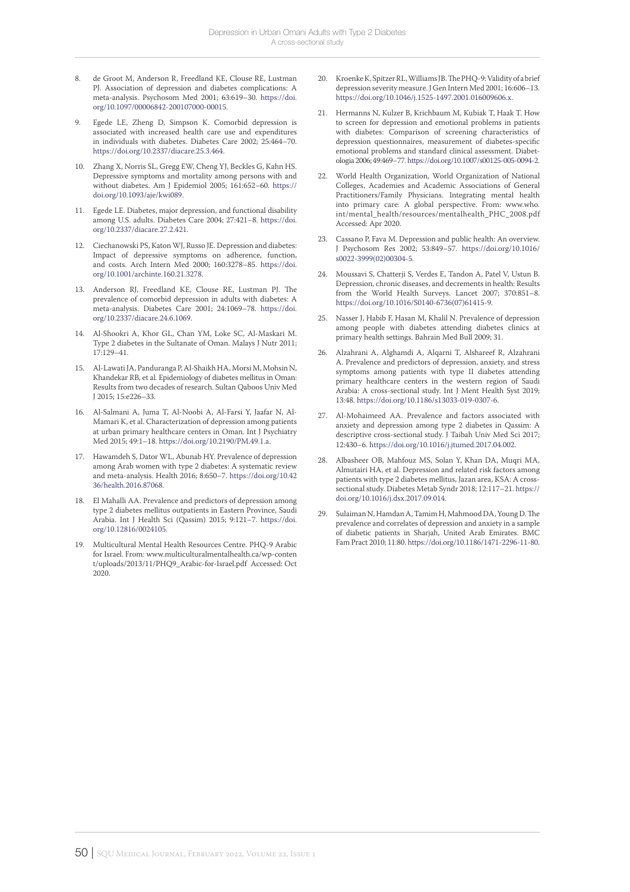8. de Groot M, Anderson R, Freedland KE, Clouse RE, Lustman PJ. Association of depression and diabetes complications: A meta-analysis. Psychosom Med 2001; 63:619–30. https://doi.org/10.1097/00006842-200107000-00015.

9. Egede LE, Zheng D, Simpson K. Comorbid depression is associated with increased health care use and expenditures in individuals with diabetes. Diabetes Care 2002; 25:464–70. https://doi.org/10.2337/diacare.25.3.464.

10. Zhang X, Norris SL, Gregg EW, Cheng YJ, Beckles G, Kahn HS. Depressive symptoms and mortality among persons with and without diabetes. Am J Epidemiol 2005; 161:652–60. https://doi.org/10.1093/aje/kwi089.

11. Egede LE. Diabetes, major depression, and functional disability among U.S. adults. Diabetes Care 2004; 27:421–8. https://doi.org/10.2337/diacare.27.2.421.

12. Ciechanowski PS, Katon WJ, Russo JE. Depression and diabetes: Impact of depressive symptoms on adherence, function, and costs. Arch Intern Med 2000; 160:3278–85. https://doi.org/10.1001/archinte.160.21.3278.

13. Anderson RJ, Freedland KE, Clouse RE, Lustman PJ. The prevalence of comorbid depression in adults with diabetes: A meta-analysis. Diabetes Care 2001; 24:1069–78. https://doi.org/10.2337/diacare.24.6.1069.

14. Al-Shookri A, Khor GL, Chan YM, Loke SC, Al-Maskari M. Type 2 diabetes in the Sultanate of Oman. Malays J Nutr 2011; 17:129–41.

15. Al-Lawati JA, Panduranga P, Al-Shaikh HA, Morsi M, Mohsin N, Khandekar RB, et al. Epidemiology of diabetes mellitus in Oman: Results from two decades of research. Sultan Qaboos Univ Med J 2015; 15:e226–33.

16. Al-Salmani A, Juma T, Al-Noobi A, Al-Farsi Y, Jaafar N, Al-Mamari K, et al. Characterization of depression among patients at urban primary healthcare centers in Oman. Int J Psychiatry Med 2015; 49:1–18. https://doi.org/10.2190/PM.49.1.a.

17. Hawamdeh S, Dator WL, Abunab HY. Prevalence of depression among Arab women with type 2 diabetes: A systematic review and meta-analysis. Health 2016; 8:650–7. https://doi.org/10.4236/health.2016.87068.

18. El Mahalli AA. Prevalence and predictors of depression among type 2 diabetes mellitus outpatients in Eastern Province, Saudi Arabia. Int J Health Sci (Qassim) 2015; 9:121–7. https://doi.org/10.12816/0024105.

19. Multicultural Mental Health Resources Centre. PHQ-9 Arabic for Israel. From: www.multiculturalmentalhealth.ca/wp-content/uploads/2013/11/PHQ9_Arabic-for-Israel.pdf Accessed: Oct 2020.

20. Kroenke K, Spitzer RL, Williams JB. The PHQ-9: Validity of a brief depression severity measure. J Gen Intern Med 2001; 16:606–13. https://doi.org/10.1046/j.1525-1497.2001.016009606.x.

21. Hermanns N, Kulzer B, Krichbaum M, Kubiak T, Haak T. How to screen for depression and emotional problems in patients with diabetes: Comparison of screening characteristics of depression questionnaires, measurement of diabetes-specific emotional problems and standard clinical assessment. Diabetologia 2006; 49:469–77. https://doi.org/10.1007/s00125-005-0094-2.

22. World Health Organization, World Organization of National Colleges, Academies and Academic Associations of General Practitioners/Family Physicians. Integrating mental health into primary care: A global perspective. From: www.who.int/mental_health/resources/mentalhealth_PHC_2008.pdf Accessed: Apr 2020.

23. Cassano P, Fava M. Depression and public health: An overview. J Psychosom Res 2002; 53:849–57. https://doi.org/10.1016/s0022-3999(02)00304-5.

24. Moussavi S, Chatterji S, Verdes E, Tandon A, Patel V, Ustun B. Depression, chronic diseases, and decrements in health: Results from the World Health Surveys. Lancet 2007; 370:851–8. https://doi.org/10.1016/S0140-6736(07)61415-9.

25. Nasser J, Habib F, Hasan M, Khalil N. Prevalence of depression among people with diabetes attending diabetes clinics at primary health settings. Bahrain Med Bull 2009; 31.

26. Alzahrani A, Alghamdi A, Alqarni T, Alshareef R, Alzahrani A. Prevalence and predictors of depression, anxiety, and stress symptoms among patients with type II diabetes attending primary healthcare centers in the western region of Saudi Arabia: A cross-sectional study. Int J Ment Health Syst 2019; 13:48. https://doi.org/10.1186/s13033-019-0307-6.

27. Al-Mohaimeed AA. Prevalence and factors associated with anxiety and depression among type 2 diabetes in Qassim: A descriptive cross-sectional study. J Taibah Univ Med Sci 2017; 12:430–6. https://doi.org/10.1016/j.jtumed.2017.04.002.

28. Albasheer OB, Mahfouz MS, Solan Y, Khan DA, Muqri MA, Almutairi HA, et al. Depression and related risk factors among patients with type 2 diabetes mellitus, Jazan area, KSA: A cross-sectional study. Diabetes Metab Syndr 2018; 12:117–21. https://doi.org/10.1016/j.dsx.2017.09.014.

29. Sulaiman N, Hamdan A, Tamim H, Mahmood DA, Young D. The prevalence and correlates of depression and anxiety in a sample of diabetic patients in Sharjah, United Arab Emirates. BMC Fam Pract 2010; 11:80. https://doi.org/10.1186/1471-2296-11-80.